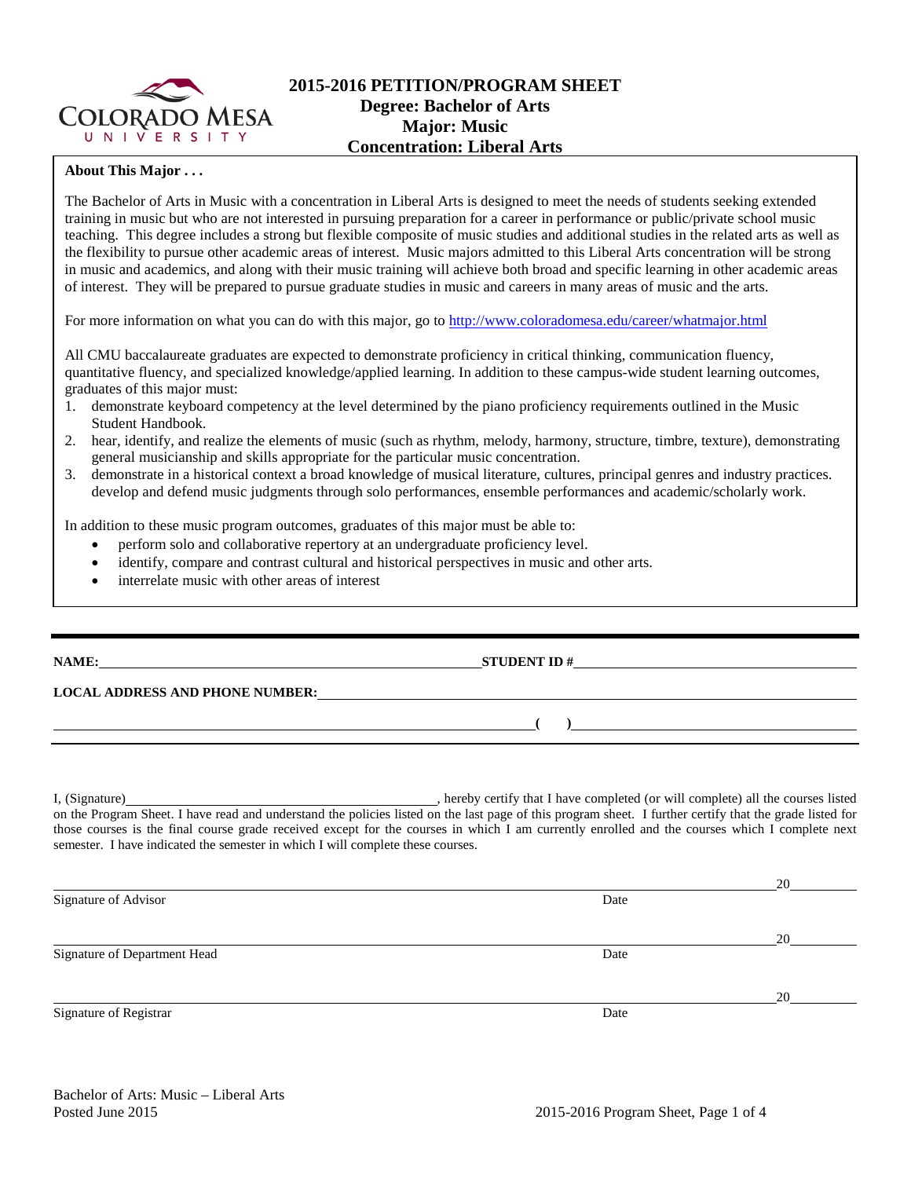# 2015-2016 PETITION/PROGRAM SHEET
## Degree: Bachelor of Arts
## Major: Music
## Concentration: Liberal Arts

**About This Major . . .**

The Bachelor of Arts in Music with a concentration in Liberal Arts is designed to meet the needs of students seeking extended training in music but who are not interested in pursuing preparation for a career in performance or public/private school music teaching. This degree includes a strong but flexible composite of music studies and additional studies in the related arts as well as the flexibility to pursue other academic areas of interest. Music majors admitted to this Liberal Arts concentration will be strong in music and academics, and along with their music training will achieve both broad and specific learning in other academic areas of interest. They will be prepared to pursue graduate studies in music and careers in many areas of music and the arts.

For more information on what you can do with this major, go to http://www.coloradomesa.edu/career/whatmajor.html

All CMU baccalaureate graduates are expected to demonstrate proficiency in critical thinking, communication fluency, quantitative fluency, and specialized knowledge/applied learning. In addition to these campus-wide student learning outcomes, graduates of this major must:

1. demonstrate keyboard competency at the level determined by the piano proficiency requirements outlined in the Music Student Handbook.
2. hear, identify, and realize the elements of music (such as rhythm, melody, harmony, structure, timbre, texture), demonstrating general musicianship and skills appropriate for the particular music concentration.
3. demonstrate in a historical context a broad knowledge of musical literature, cultures, principal genres and industry practices. develop and defend music judgments through solo performances, ensemble performances and academic/scholarly work.

In addition to these music program outcomes, graduates of this major must be able to:

- perform solo and collaborative repertory at an undergraduate proficiency level.
- identify, compare and contrast cultural and historical perspectives in music and other arts.
- interrelate music with other areas of interest

---

**NAME:** ______________________ **STUDENT ID #** ______________________

**LOCAL ADDRESS AND PHONE NUMBER:** ______________________

______________________ **( )** ______________________

I, (Signature) ______________________, hereby certify that I have completed (or will complete) all the courses listed on the Program Sheet. I have read and understand the policies listed on the last page of this program sheet. I further certify that the grade listed for those courses is the final course grade received except for the courses in which I am currently enrolled and the courses which I complete next semester. I have indicated the semester in which I will complete these courses.

______________________ 20____
Signature of Advisor — Date

______________________ 20____
Signature of Department Head — Date

______________________ 20____
Signature of Registrar — Date

Bachelor of Arts: Music – Liberal Arts
Posted June 2015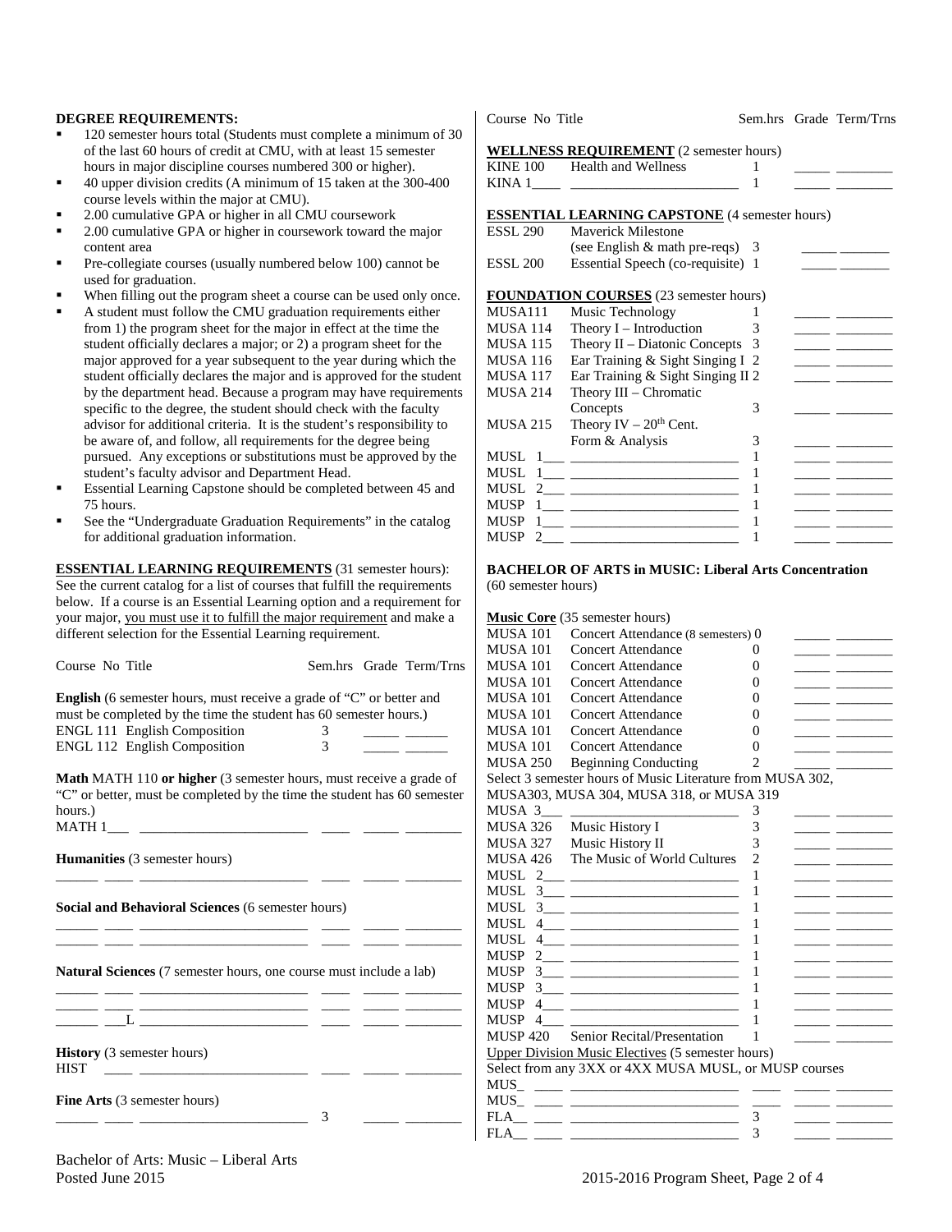**DEGREE REQUIREMENTS:**

- 120 semester hours total (Students must complete a minimum of 30 of the last 60 hours of credit at CMU, with at least 15 semester hours in major discipline courses numbered 300 or higher).
- 40 upper division credits (A minimum of 15 taken at the 300-400 course levels within the major at CMU).
- 2.00 cumulative GPA or higher in all CMU coursework
- 2.00 cumulative GPA or higher in coursework toward the major content area
- Pre-collegiate courses (usually numbered below 100) cannot be used for graduation.
- When filling out the program sheet a course can be used only once.
- A student must follow the CMU graduation requirements either from 1) the program sheet for the major in effect at the time the student officially declares a major; or 2) a program sheet for the major approved for a year subsequent to the year during which the student officially declares the major and is approved for the student by the department head. Because a program may have requirements specific to the degree, the student should check with the faculty advisor for additional criteria. It is the student's responsibility to be aware of, and follow, all requirements for the degree being pursued. Any exceptions or substitutions must be approved by the student's faculty advisor and Department Head.
- Essential Learning Capstone should be completed between 45 and 75 hours.
- See the "Undergraduate Graduation Requirements" in the catalog for additional graduation information.

**ESSENTIAL LEARNING REQUIREMENTS** (31 semester hours): See the current catalog for a list of courses that fulfill the requirements below. If a course is an Essential Learning option and a requirement for your major, you must use it to fulfill the major requirement and make a different selection for the Essential Learning requirement.

| Course No | Title | Sem.hrs | Grade | Term/Trns |
|---|---|---|---|---|
| **English** (6 semester hours, must receive a grade of "C" or better and must be completed by the time the student has 60 semester hours.) | | | | |
| ENGL 111 | English Composition | 3 | | |
| ENGL 112 | English Composition | 3 | | |
| **Math** MATH 110 **or higher** (3 semester hours, must receive a grade of "C" or better, must be completed by the time the student has 60 semester hours.) | | | | |
| MATH 1___ | | | | |
| **Humanities** (3 semester hours) | | | | |
| | | | | |
| **Social and Behavioral Sciences** (6 semester hours) | | | | |
| | | | | |
| | | | | |
| **Natural Sciences** (7 semester hours, one course must include a lab) | | | | |
| | | | | |
| | | | | |
| ___L | | | | |
| **History** (3 semester hours) | | | | |
| HIST | | | | |
| **Fine Arts** (3 semester hours) | | | | |
| | | 3 | | |

| Course No | Title | Sem.hrs | Grade | Term/Trns |
|---|---|---|---|---|
| **WELLNESS REQUIREMENT** (2 semester hours) | | | | |
| KINE 100 | Health and Wellness | 1 | | |
| KINA 1____ | | 1 | | |
| **ESSENTIAL LEARNING CAPSTONE** (4 semester hours) | | | | |
| ESSL 290 | Maverick Milestone (see English & math pre-reqs) | 3 | | |
| ESSL 200 | Essential Speech (co-requisite) | 1 | | |
| **FOUNDATION COURSES** (23 semester hours) | | | | |
| MUSA111 | Music Technology | 1 | | |
| MUSA 114 | Theory I – Introduction | 3 | | |
| MUSA 115 | Theory II – Diatonic Concepts | 3 | | |
| MUSA 116 | Ear Training & Sight Singing I | 2 | | |
| MUSA 117 | Ear Training & Sight Singing II | 2 | | |
| MUSA 214 | Theory III – Chromatic Concepts | 3 | | |
| MUSA 215 | Theory IV – 20th Cent. Form & Analysis | 3 | | |
| MUSL 1___ | | 1 | | |
| MUSL 1___ | | 1 | | |
| MUSL 2___ | | 1 | | |
| MUSP 1___ | | 1 | | |
| MUSP 1___ | | 1 | | |
| MUSP 2___ | | 1 | | |

**BACHELOR OF ARTS in MUSIC: Liberal Arts Concentration** (60 semester hours)

| Course No | Title | Sem.hrs | Grade | Term/Trns |
|---|---|---|---|---|
| **Music Core** (35 semester hours) | | | | |
| MUSA 101 | Concert Attendance (8 semesters) | 0 | | |
| MUSA 101 | Concert Attendance | 0 | | |
| MUSA 101 | Concert Attendance | 0 | | |
| MUSA 101 | Concert Attendance | 0 | | |
| MUSA 101 | Concert Attendance | 0 | | |
| MUSA 101 | Concert Attendance | 0 | | |
| MUSA 101 | Concert Attendance | 0 | | |
| MUSA 101 | Concert Attendance | 0 | | |
| MUSA 250 | Beginning Conducting | 2 | | |
| Select 3 semester hours of Music Literature from MUSA 302, MUSA303, MUSA 304, MUSA 318, or MUSA 319 | | | | |
| MUSA 3___ | | 3 | | |
| MUSA 326 | Music History I | 3 | | |
| MUSA 327 | Music History II | 3 | | |
| MUSA 426 | The Music of World Cultures | 2 | | |
| MUSL 2___ | | 1 | | |
| MUSL 3___ | | 1 | | |
| MUSL 3___ | | 1 | | |
| MUSL 4___ | | 1 | | |
| MUSL 4___ | | 1 | | |
| MUSP 2___ | | 1 | | |
| MUSP 3___ | | 1 | | |
| MUSP 3___ | | 1 | | |
| MUSP 4___ | | 1 | | |
| MUSP 4___ | | 1 | | |
| MUSP 420 | Senior Recital/Presentation | 1 | | |
| Upper Division Music Electives (5 semester hours) Select from any 3XX or 4XX MUSA MUSL, or MUSP courses | | | | |
| MUS_ | | | | |
| MUS_ | | | | |
| FLA__ | | 3 | | |
| FLA__ | | 3 | | |

Bachelor of Arts: Music – Liberal Arts
Posted June 2015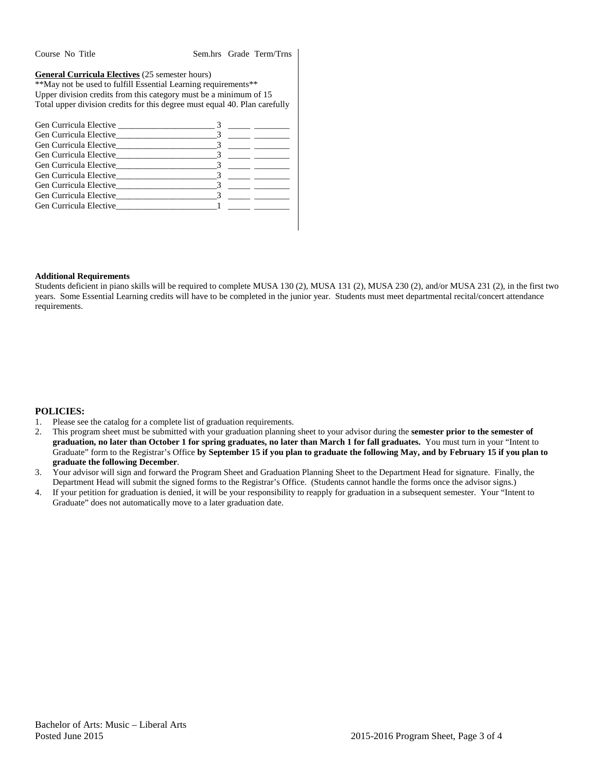| Course | No | Title | Sem.hrs | Grade | Term/Trns |
|---|---|---|---|---|---|

**<u>General Curricula Electives</u>** (25 semester hours)
**May not be used to fulfill Essential Learning requirements**
Upper division credits from this category must be a minimum of 15
Total upper division credits for this degree must equal 40. Plan carefully

| Course | Sem.hrs | Grade | Term/Trns |
|---|---|---|---|
| Gen Curricula Elective ______________________ | 3 | _____ | ________ |
| Gen Curricula Elective______________________ | 3 | _____ | ________ |
| Gen Curricula Elective______________________ | 3 | _____ | ________ |
| Gen Curricula Elective______________________ | 3 | _____ | ________ |
| Gen Curricula Elective______________________ | 3 | _____ | ________ |
| Gen Curricula Elective______________________ | 3 | _____ | ________ |
| Gen Curricula Elective______________________ | 3 | _____ | ________ |
| Gen Curricula Elective______________________ | 3 | _____ | ________ |
| Gen Curricula Elective______________________ | 1 | _____ | ________ |

**Additional Requirements**

Students deficient in piano skills will be required to complete MUSA 130 (2), MUSA 131 (2), MUSA 230 (2), and/or MUSA 231 (2), in the first two years. Some Essential Learning credits will have to be completed in the junior year. Students must meet departmental recital/concert attendance requirements.

## POLICIES:

1. Please see the catalog for a complete list of graduation requirements.
2. This program sheet must be submitted with your graduation planning sheet to your advisor during the **semester prior to the semester of graduation, no later than October 1 for spring graduates, no later than March 1 for fall graduates.** You must turn in your "Intent to Graduate" form to the Registrar's Office **by September 15 if you plan to graduate the following May, and by February 15 if you plan to graduate the following December**.
3. Your advisor will sign and forward the Program Sheet and Graduation Planning Sheet to the Department Head for signature. Finally, the Department Head will submit the signed forms to the Registrar's Office. (Students cannot handle the forms once the advisor signs.)
4. If your petition for graduation is denied, it will be your responsibility to reapply for graduation in a subsequent semester. Your "Intent to Graduate" does not automatically move to a later graduation date.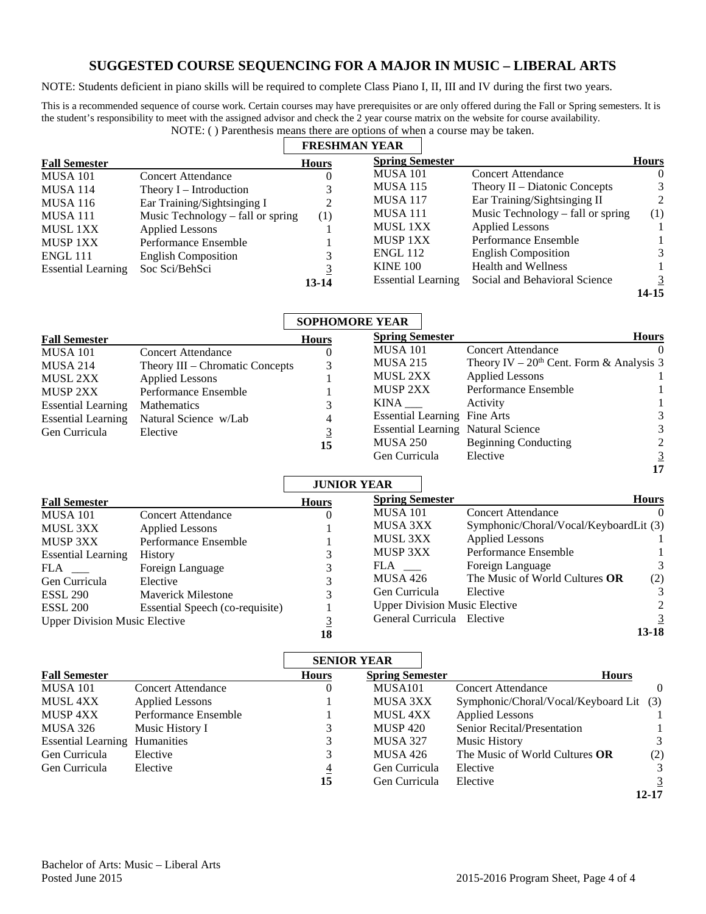# SUGGESTED COURSE SEQUENCING FOR A MAJOR IN MUSIC – LIBERAL ARTS

NOTE: Students deficient in piano skills will be required to complete Class Piano I, II, III and IV during the first two years.

This is a recommended sequence of course work. Certain courses may have prerequisites or are only offered during the Fall or Spring semesters. It is the student's responsibility to meet with the assigned advisor and check the 2 year course matrix on the website for course availability.

NOTE: ( ) Parenthesis means there are options of when a course may be taken.

## FRESHMAN YEAR

| Fall Semester | | Hours | Spring Semester | | Hours |
|---|---|---|---|---|---|
| MUSA 101 | Concert Attendance | 0 | MUSA 101 | Concert Attendance | 0 |
| MUSA 114 | Theory I – Introduction | 3 | MUSA 115 | Theory II – Diatonic Concepts | 3 |
| MUSA 116 | Ear Training/Sightsinging I | 2 | MUSA 117 | Ear Training/Sightsinging II | 2 |
| MUSA 111 | Music Technology – fall or spring | (1) | MUSA 111 | Music Technology – fall or spring | (1) |
| MUSL 1XX | Applied Lessons | 1 | MUSL 1XX | Applied Lessons | 1 |
| MUSP 1XX | Performance Ensemble | 1 | MUSP 1XX | Performance Ensemble | 1 |
| ENGL 111 | English Composition | 3 | ENGL 112 | English Composition | 3 |
| Essential Learning | Soc Sci/BehSci | 3 | KINE 100 | Health and Wellness | 1 |
| | | 13-14 | Essential Learning | Social and Behavioral Science | 3 |
| | | | | | 14-15 |

## SOPHOMORE YEAR

| Fall Semester | | Hours | Spring Semester | | Hours |
|---|---|---|---|---|---|
| MUSA 101 | Concert Attendance | 0 | MUSA 101 | Concert Attendance | 0 |
| MUSA 214 | Theory III – Chromatic Concepts | 3 | MUSA 215 | Theory IV – 20th Cent. Form & Analysis | 3 |
| MUSL 2XX | Applied Lessons | 1 | MUSL 2XX | Applied Lessons | 1 |
| MUSP 2XX | Performance Ensemble | 1 | MUSP 2XX | Performance Ensemble | 1 |
| Essential Learning | Mathematics | 3 | KINA ___ | Activity | 1 |
| Essential Learning | Natural Science w/Lab | 4 | Essential Learning | Fine Arts | 3 |
| Gen Curricula | Elective | 3 | Essential Learning | Natural Science | 3 |
| | | 15 | MUSA 250 | Beginning Conducting | 2 |
| | | | Gen Curricula | Elective | 3 |
| | | | | | 17 |

## JUNIOR YEAR

| Fall Semester | | Hours | Spring Semester | | Hours |
|---|---|---|---|---|---|
| MUSA 101 | Concert Attendance | 0 | MUSA 101 | Concert Attendance | 0 |
| MUSL 3XX | Applied Lessons | 1 | MUSA 3XX | Symphonic/Choral/Vocal/KeyboardLit | (3) |
| MUSP 3XX | Performance Ensemble | 1 | MUSL 3XX | Applied Lessons | 1 |
| Essential Learning | History | 3 | MUSP 3XX | Performance Ensemble | 1 |
| FLA ___ | Foreign Language | 3 | FLA ___ | Foreign Language | 3 |
| Gen Curricula | Elective | 3 | MUSA 426 | The Music of World Cultures **OR** | (2) |
| ESSL 290 | Maverick Milestone | 3 | Gen Curricula | Elective | 3 |
| ESSL 200 | Essential Speech (co-requisite) | 1 | Upper Division Music Elective | | 2 |
| Upper Division Music Elective | | 3 | General Curricula | Elective | 3 |
| | | 18 | | | 13-18 |

## SENIOR YEAR

| Fall Semester | | Hours | Spring Semester | | Hours |
|---|---|---|---|---|---|
| MUSA 101 | Concert Attendance | 0 | MUSA101 | Concert Attendance | 0 |
| MUSL 4XX | Applied Lessons | 1 | MUSA 3XX | Symphonic/Choral/Vocal/Keyboard Lit | (3) |
| MUSP 4XX | Performance Ensemble | 1 | MUSL 4XX | Applied Lessons | 1 |
| MUSA 326 | Music History I | 3 | MUSP 420 | Senior Recital/Presentation | 1 |
| Essential Learning | Humanities | 3 | MUSA 327 | Music History | 3 |
| Gen Curricula | Elective | 3 | MUSA 426 | The Music of World Cultures **OR** | (2) |
| Gen Curricula | Elective | 4 | Gen Curricula | Elective | 3 |
| | | 15 | Gen Curricula | Elective | 3 |
| | | | | | 12-17 |

Bachelor of Arts: Music – Liberal Arts
Posted June 2015